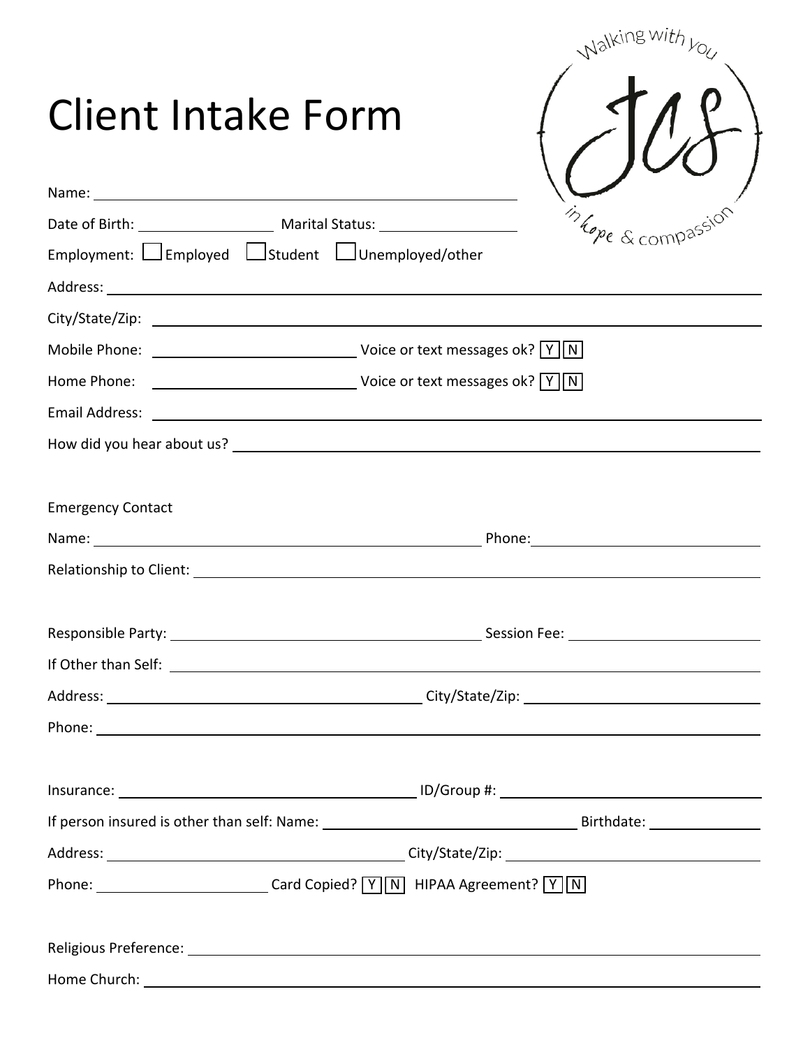# Client Intake Form

Walking with you

JCS

in hope & compassion

Name: ______________________________

Date of Birth: ______________ Marital Status: ______________

Employment: ☐ Employed ☐ Student ☐ Unemployed/other

Address: ______________________________

City/State/Zip: ______________________________

Mobile Phone: ______________ Voice or text messages ok? [Y] [N]

Home Phone: ______________ Voice or text messages ok? [Y] [N]

Email Address: ______________________________

How did you hear about us? ______________________________

Emergency Contact

Name: ______________________________ Phone: ______________

Relationship to Client: ______________________________

Responsible Party: ______________________________ Session Fee: ______________

If Other than Self: ______________________________

Address: ______________________________ City/State/Zip: ______________

Phone: ______________________________

Insurance: ______________________________ ID/Group #: ______________

If person insured is other than self: Name: ______________________________ Birthdate: ______________

Address: ______________________________ City/State/Zip: ______________

Phone: ______________ Card Copied? [Y] [N] HIPAA Agreement? [Y] [N]

Religious Preference: ______________________________

Home Church: ______________________________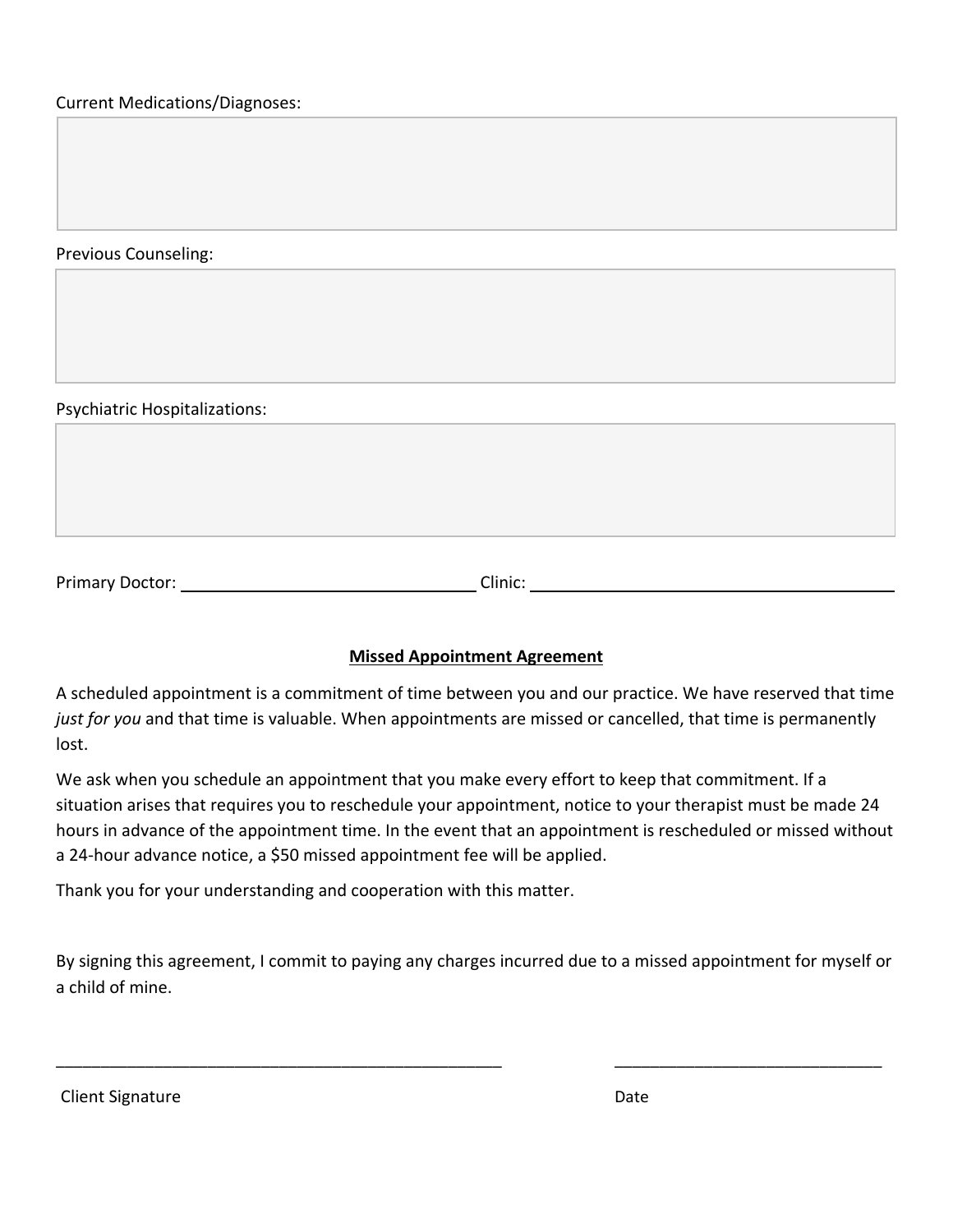Current Medications/Diagnoses:

Previous Counseling:

Psychiatric Hospitalizations:

Primary Doctor: ______________________________ Clinic: ________________________________________

**Missed Appointment Agreement**

A scheduled appointment is a commitment of time between you and our practice. We have reserved that time *just for you* and that time is valuable. When appointments are missed or cancelled, that time is permanently lost.

We ask when you schedule an appointment that you make every effort to keep that commitment. If a situation arises that requires you to reschedule your appointment, notice to your therapist must be made 24 hours in advance of the appointment time. In the event that an appointment is rescheduled or missed without a 24-hour advance notice, a $50 missed appointment fee will be applied.

Thank you for your understanding and cooperation with this matter.

By signing this agreement, I commit to paying any charges incurred due to a missed appointment for myself or a child of mine.

___________________________________________________ ______________________________

Client Signature Date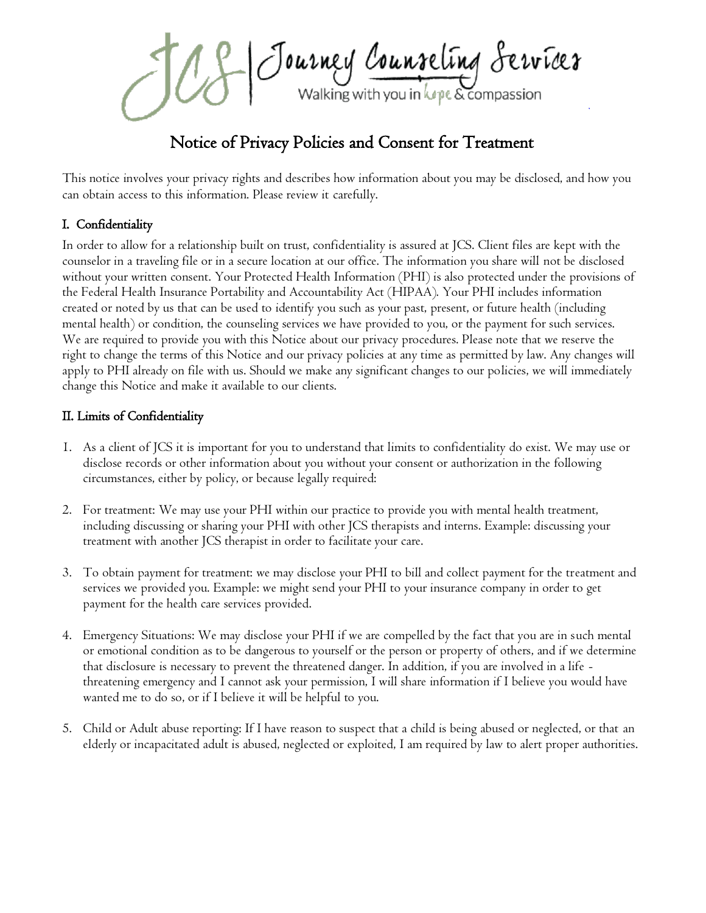JCS | Journey Counseling Services
Walking with you in hope & compassion

# Notice of Privacy Policies and Consent for Treatment

This notice involves your privacy rights and describes how information about you may be disclosed, and how you can obtain access to this information. Please review it carefully.

## I. Confidentiality

In order to allow for a relationship built on trust, confidentiality is assured at JCS. Client files are kept with the counselor in a traveling file or in a secure location at our office. The information you share will not be disclosed without your written consent. Your Protected Health Information (PHI) is also protected under the provisions of the Federal Health Insurance Portability and Accountability Act (HIPAA). Your PHI includes information created or noted by us that can be used to identify you such as your past, present, or future health (including mental health) or condition, the counseling services we have provided to you, or the payment for such services. We are required to provide you with this Notice about our privacy procedures. Please note that we reserve the right to change the terms of this Notice and our privacy policies at any time as permitted by law. Any changes will apply to PHI already on file with us. Should we make any significant changes to our policies, we will immediately change this Notice and make it available to our clients.

## II. Limits of Confidentiality

1. As a client of JCS it is important for you to understand that limits to confidentiality do exist. We may use or disclose records or other information about you without your consent or authorization in the following circumstances, either by policy, or because legally required:

2. For treatment: We may use your PHI within our practice to provide you with mental health treatment, including discussing or sharing your PHI with other JCS therapists and interns. Example: discussing your treatment with another JCS therapist in order to facilitate your care.

3. To obtain payment for treatment: we may disclose your PHI to bill and collect payment for the treatment and services we provided you. Example: we might send your PHI to your insurance company in order to get payment for the health care services provided.

4. Emergency Situations: We may disclose your PHI if we are compelled by the fact that you are in such mental or emotional condition as to be dangerous to yourself or the person or property of others, and if we determine that disclosure is necessary to prevent the threatened danger. In addition, if you are involved in a life - threatening emergency and I cannot ask your permission, I will share information if I believe you would have wanted me to do so, or if I believe it will be helpful to you.

5. Child or Adult abuse reporting: If I have reason to suspect that a child is being abused or neglected, or that an elderly or incapacitated adult is abused, neglected or exploited, I am required by law to alert proper authorities.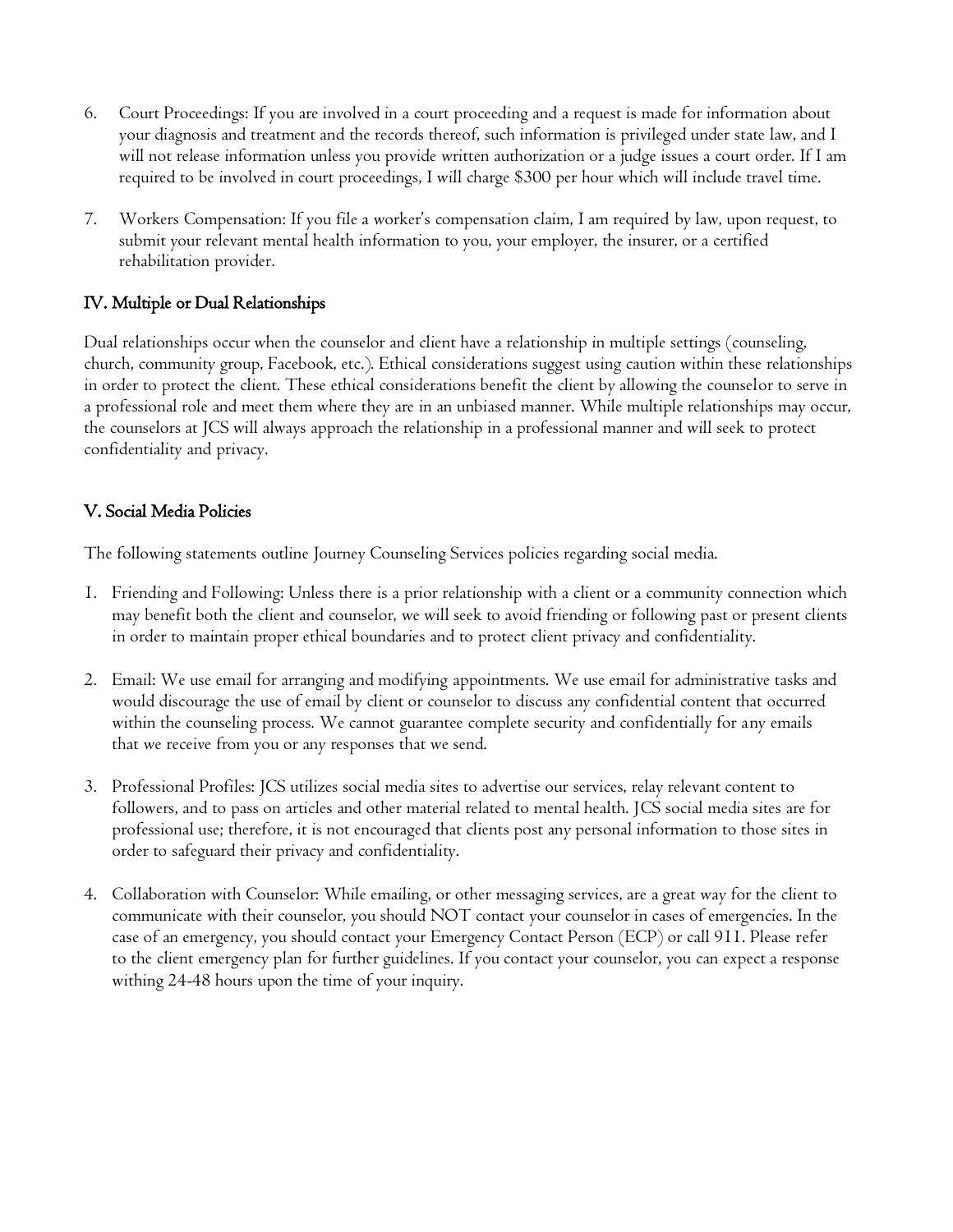6. Court Proceedings: If you are involved in a court proceeding and a request is made for information about your diagnosis and treatment and the records thereof, such information is privileged under state law, and I will not release information unless you provide written authorization or a judge issues a court order. If I am required to be involved in court proceedings, I will charge $300 per hour which will include travel time.

7. Workers Compensation: If you file a worker's compensation claim, I am required by law, upon request, to submit your relevant mental health information to you, your employer, the insurer, or a certified rehabilitation provider.

## IV. Multiple or Dual Relationships

Dual relationships occur when the counselor and client have a relationship in multiple settings (counseling, church, community group, Facebook, etc.). Ethical considerations suggest using caution within these relationships in order to protect the client. These ethical considerations benefit the client by allowing the counselor to serve in a professional role and meet them where they are in an unbiased manner. While multiple relationships may occur, the counselors at JCS will always approach the relationship in a professional manner and will seek to protect confidentiality and privacy.

## V. Social Media Policies

The following statements outline Journey Counseling Services policies regarding social media.

1. Friending and Following: Unless there is a prior relationship with a client or a community connection which may benefit both the client and counselor, we will seek to avoid friending or following past or present clients in order to maintain proper ethical boundaries and to protect client privacy and confidentiality.

2. Email: We use email for arranging and modifying appointments. We use email for administrative tasks and would discourage the use of email by client or counselor to discuss any confidential content that occurred within the counseling process. We cannot guarantee complete security and confidentially for any emails that we receive from you or any responses that we send.

3. Professional Profiles: JCS utilizes social media sites to advertise our services, relay relevant content to followers, and to pass on articles and other material related to mental health. JCS social media sites are for professional use; therefore, it is not encouraged that clients post any personal information to those sites in order to safeguard their privacy and confidentiality.

4. Collaboration with Counselor: While emailing, or other messaging services, are a great way for the client to communicate with their counselor, you should NOT contact your counselor in cases of emergencies. In the case of an emergency, you should contact your Emergency Contact Person (ECP) or call 911. Please refer to the client emergency plan for further guidelines. If you contact your counselor, you can expect a response withing 24-48 hours upon the time of your inquiry.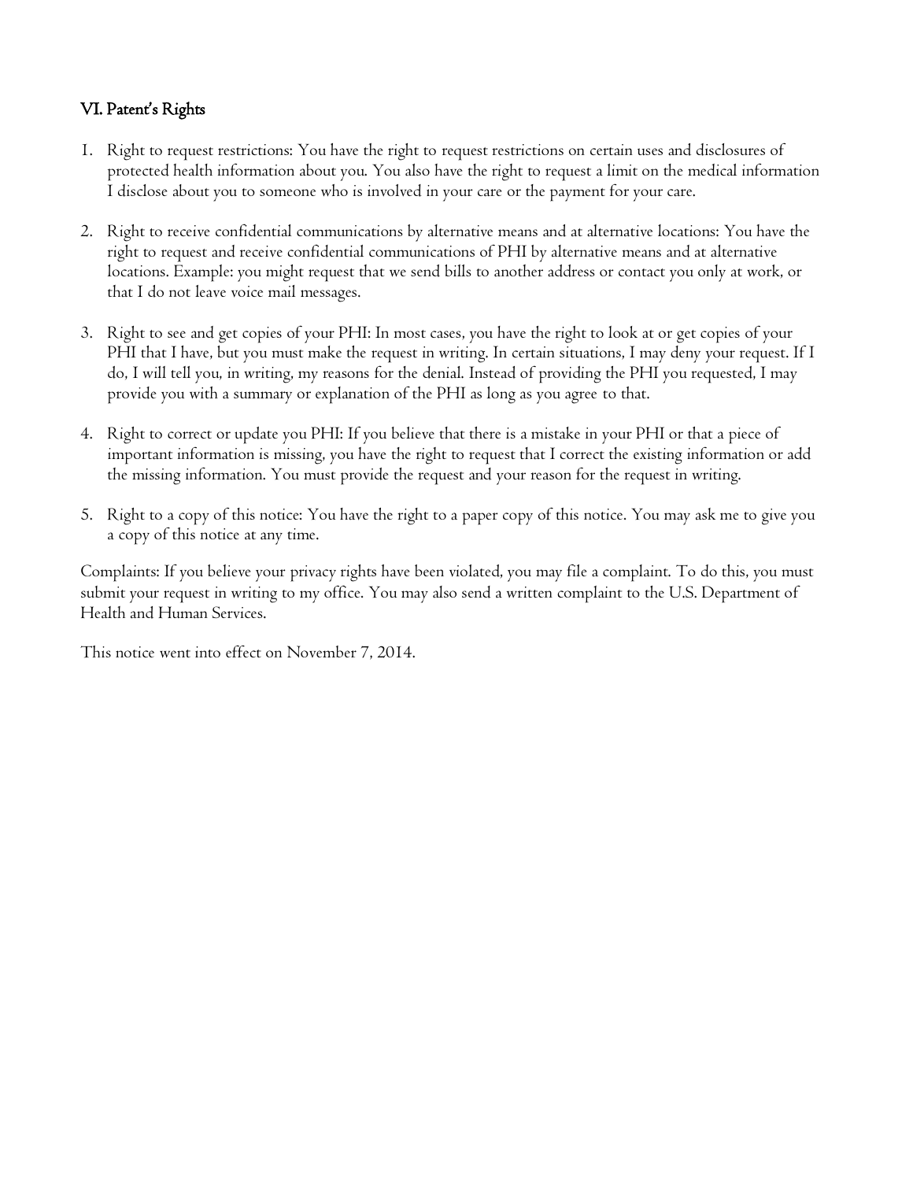## VI. Patent's Rights

1. Right to request restrictions: You have the right to request restrictions on certain uses and disclosures of protected health information about you. You also have the right to request a limit on the medical information I disclose about you to someone who is involved in your care or the payment for your care.

2. Right to receive confidential communications by alternative means and at alternative locations: You have the right to request and receive confidential communications of PHI by alternative means and at alternative locations. Example: you might request that we send bills to another address or contact you only at work, or that I do not leave voice mail messages.

3. Right to see and get copies of your PHI: In most cases, you have the right to look at or get copies of your PHI that I have, but you must make the request in writing. In certain situations, I may deny your request. If I do, I will tell you, in writing, my reasons for the denial. Instead of providing the PHI you requested, I may provide you with a summary or explanation of the PHI as long as you agree to that.

4. Right to correct or update you PHI: If you believe that there is a mistake in your PHI or that a piece of important information is missing, you have the right to request that I correct the existing information or add the missing information. You must provide the request and your reason for the request in writing.

5. Right to a copy of this notice: You have the right to a paper copy of this notice. You may ask me to give you a copy of this notice at any time.

Complaints: If you believe your privacy rights have been violated, you may file a complaint. To do this, you must submit your request in writing to my office. You may also send a written complaint to the U.S. Department of Health and Human Services.

This notice went into effect on November 7, 2014.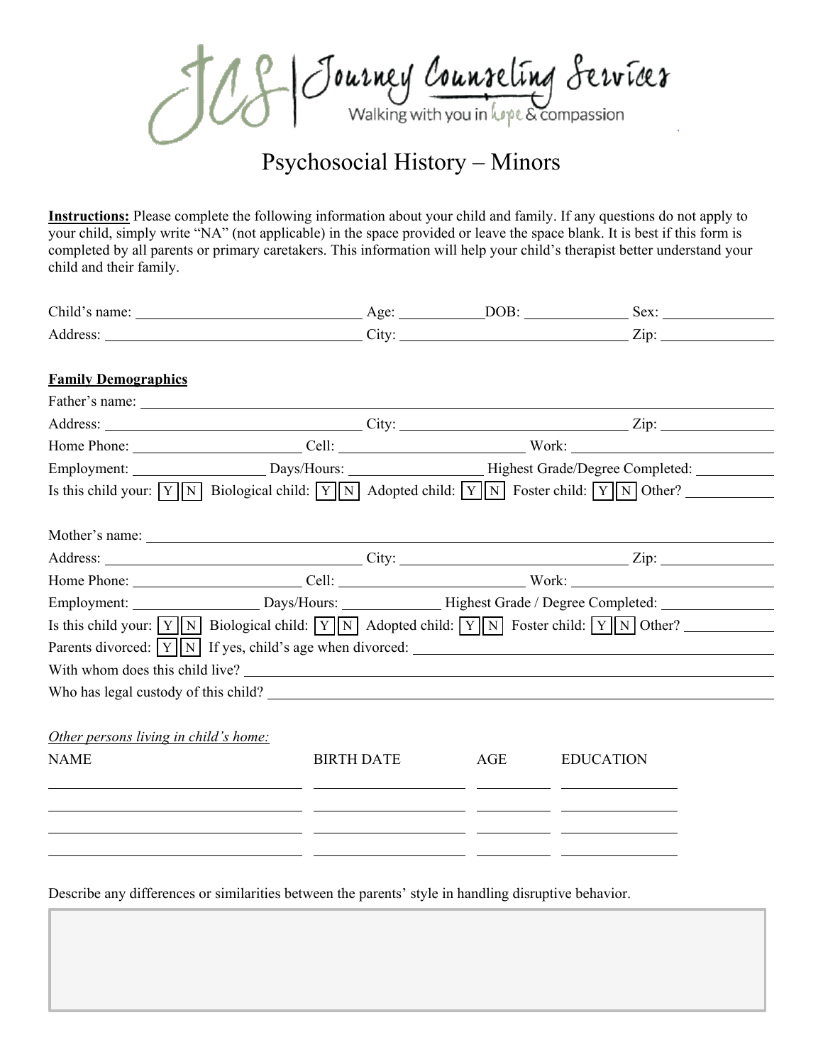JCS | Journey Counseling Services
Walking with you in hope & compassion

# Psychosocial History – Minors

**Instructions:** Please complete the following information about your child and family. If any questions do not apply to your child, simply write "NA" (not applicable) in the space provided or leave the space blank. It is best if this form is completed by all parents or primary caretakers. This information will help your child's therapist better understand your child and their family.

Child's name: ______________________ Age: __________ DOB: ____________ Sex: ____________
Address: ______________________ City: ______________________ Zip: ____________

**Family Demographics**

Father's name: ______________________________________________
Address: ______________________ City: ______________________ Zip: ____________
Home Phone: ________________ Cell: ________________ Work: ________________
Employment: ____________ Days/Hours: ____________ Highest Grade/Degree Completed: ________
Is this child your: [Y][N] Biological child: [Y][N] Adopted child: [Y][N] Foster child: [Y][N] Other? ________

Mother's name: ______________________________________________
Address: ______________________ City: ______________________ Zip: ____________
Home Phone: ________________ Cell: ________________ Work: ________________
Employment: ____________ Days/Hours: ____________ Highest Grade / Degree Completed: ________
Is this child your: [Y][N] Biological child: [Y][N] Adopted child: [Y][N] Foster child: [Y][N] Other? ________
Parents divorced: [Y][N] If yes, child's age when divorced: ______________________
With whom does this child live? ______________________________________________
Who has legal custody of this child? ______________________________________________

*Other persons living in child's home:*

| NAME | BIRTH DATE | AGE | EDUCATION |
|---|---|---|---|
| | | | |
| | | | |
| | | | |
| | | | |

Describe any differences or similarities between the parents' style in handling disruptive behavior.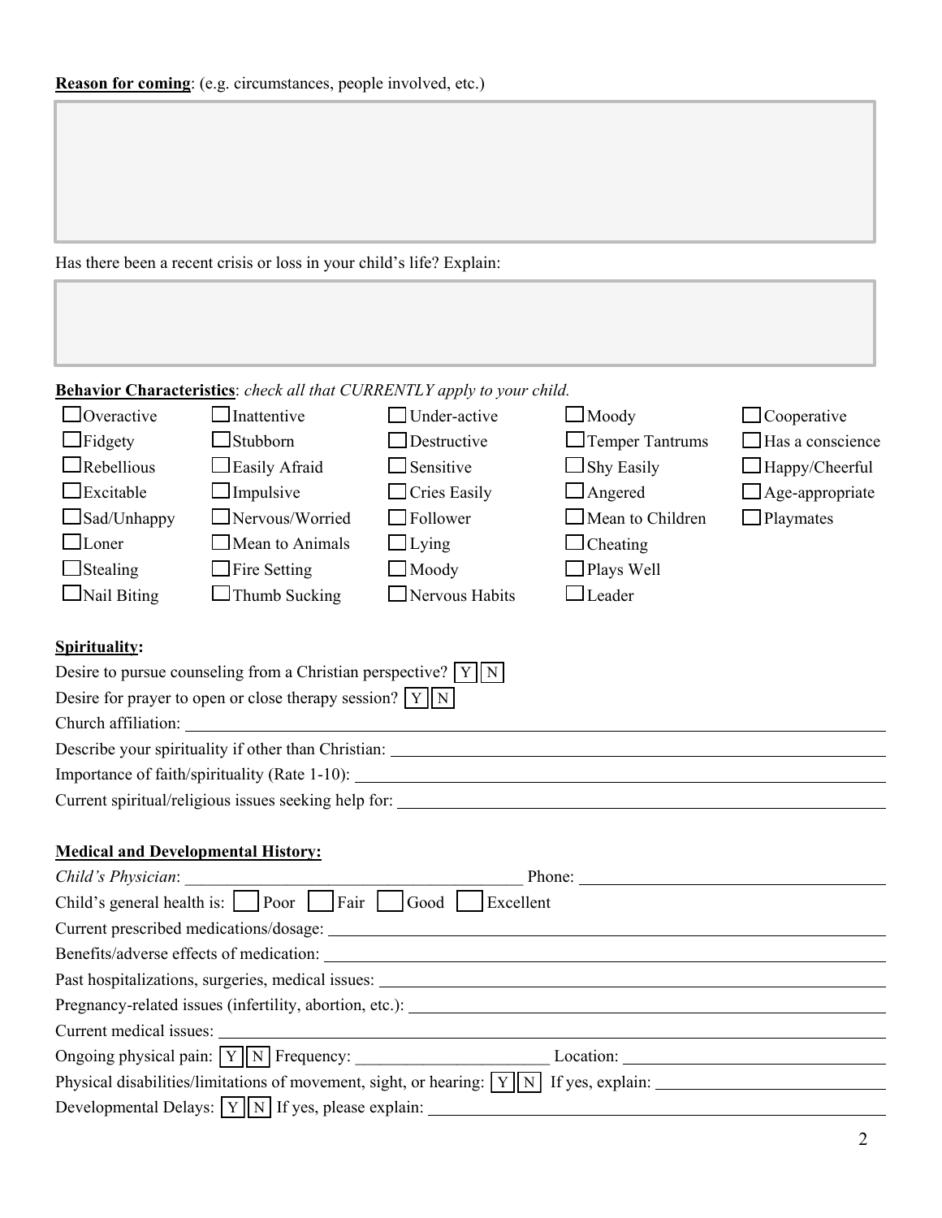**Reason for coming**: (e.g. circumstances, people involved, etc.)

Has there been a recent crisis or loss in your child's life? Explain:

**Behavior Characteristics**: *check all that CURRENTLY apply to your child.*

| | | | | |
|---|---|---|---|---|
| ☐ Overactive | ☐ Inattentive | ☐ Under-active | ☐ Moody | ☐ Cooperative |
| ☐ Fidgety | ☐ Stubborn | ☐ Destructive | ☐ Temper Tantrums | ☐ Has a conscience |
| ☐ Rebellious | ☐ Easily Afraid | ☐ Sensitive | ☐ Shy Easily | ☐ Happy/Cheerful |
| ☐ Excitable | ☐ Impulsive | ☐ Cries Easily | ☐ Angered | ☐ Age-appropriate |
| ☐ Sad/Unhappy | ☐ Nervous/Worried | ☐ Follower | ☐ Mean to Children | ☐ Playmates |
| ☐ Loner | ☐ Mean to Animals | ☐ Lying | ☐ Cheating | |
| ☐ Stealing | ☐ Fire Setting | ☐ Moody | ☐ Plays Well | |
| ☐ Nail Biting | ☐ Thumb Sucking | ☐ Nervous Habits | ☐ Leader | |

**Spirituality:**

Desire to pursue counseling from a Christian perspective? [Y] [N]

Desire for prayer to open or close therapy session? [Y] [N]

Church affiliation: ______________________

Describe your spirituality if other than Christian: ______________________

Importance of faith/spirituality (Rate 1-10): ______________________

Current spiritual/religious issues seeking help for: ______________________

**Medical and Developmental History:**

*Child's Physician*: ______________________ Phone: ______________________

Child's general health is: ☐ Poor ☐ Fair ☐ Good ☐ Excellent

Current prescribed medications/dosage: ______________________

Benefits/adverse effects of medication: ______________________

Past hospitalizations, surgeries, medical issues: ______________________

Pregnancy-related issues (infertility, abortion, etc.): ______________________

Current medical issues: ______________________

Ongoing physical pain: [Y] [N] Frequency: ______________________ Location: ______________________

Physical disabilities/limitations of movement, sight, or hearing: [Y] [N] If yes, explain: ______________________

Developmental Delays: [Y] [N] If yes, please explain: ______________________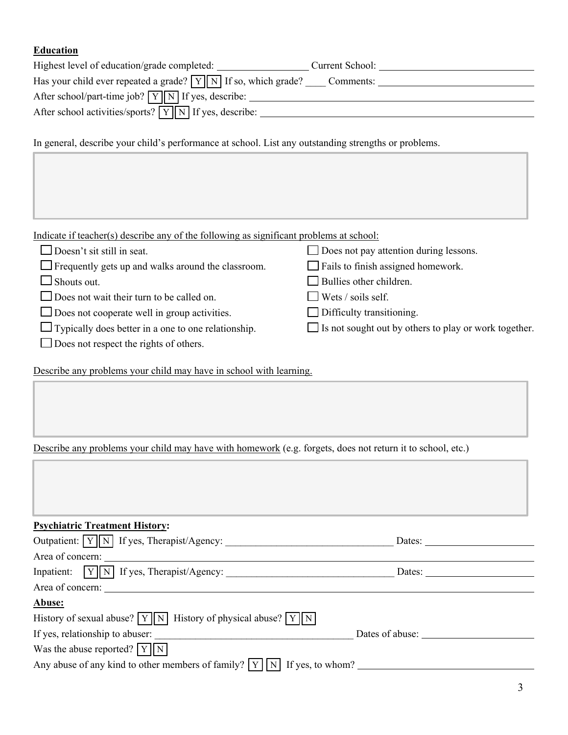**Education**

Highest level of education/grade completed: __________________ Current School: ______________________________

Has your child ever repeated a grade? [Y][N] If so, which grade? ____ Comments: ______________________________

After school/part-time job? [Y][N] If yes, describe: ______________________________________________________

After school activities/sports? [Y][N] If yes, describe: ____________________________________________________

In general, describe your child's performance at school. List any outstanding strengths or problems.

Indicate if teacher(s) describe any of the following as significant problems at school:

- ☐ Doesn't sit still in seat.
- ☐ Frequently gets up and walks around the classroom.
- ☐ Shouts out.
- ☐ Does not wait their turn to be called on.
- ☐ Does not cooperate well in group activities.
- ☐ Typically does better in a one to one relationship.
- ☐ Does not respect the rights of others.
- ☐ Does not pay attention during lessons.
- ☐ Fails to finish assigned homework.
- ☐ Bullies other children.
- ☐ Wets / soils self.
- ☐ Difficulty transitioning.
- ☐ Is not sought out by others to play or work together.

Describe any problems your child may have in school with learning.

Describe any problems your child may have with homework (e.g. forgets, does not return it to school, etc.)

**Psychiatric Treatment History:**

Outpatient: [Y][N] If yes, Therapist/Agency: _________________________________ Dates: ______________________

Area of concern: ______________________________________________________________________________

Inpatient: [Y][N] If yes, Therapist/Agency: _________________________________ Dates: ______________________

Area of concern: ______________________________________________________________________________

**Abuse:**

History of sexual abuse? [Y][N] History of physical abuse? [Y][N]

If yes, relationship to abuser: ________________________________________ Dates of abuse: ______________________

Was the abuse reported? [Y][N]

Any abuse of any kind to other members of family? [Y] [N] If yes, to whom? ___________________________________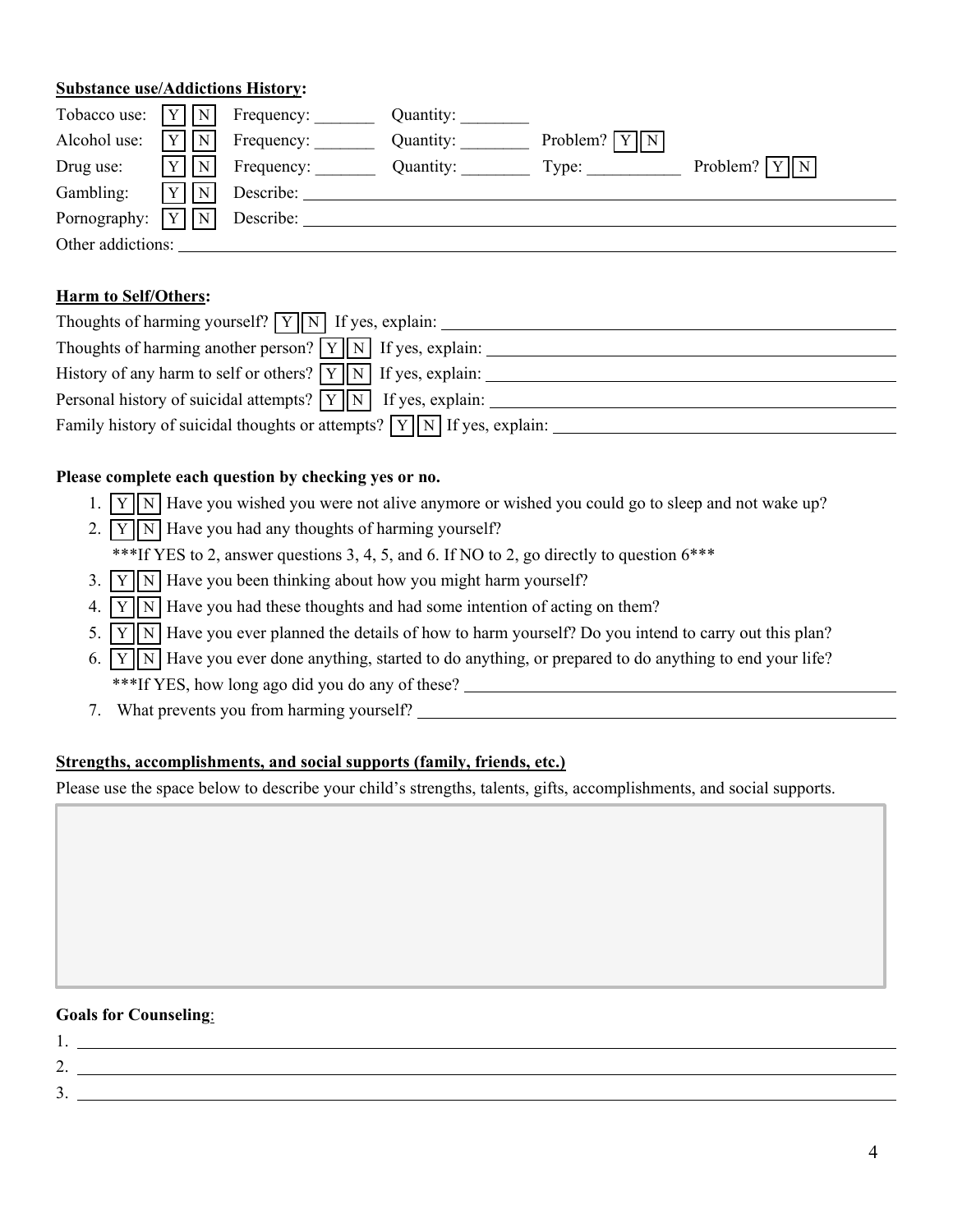**Substance use/Addictions History:**

Tobacco use: [Y] [N] Frequency: _______ Quantity: ________

Alcohol use: [Y] [N] Frequency: _______ Quantity: ________ Problem? [Y] [N]

Drug use: [Y] [N] Frequency: _______ Quantity: ________ Type: ___________ Problem? [Y] [N]

Gambling: [Y] [N] Describe: ________________________________________________

Pornography: [Y] [N] Describe: ________________________________________________

Other addictions: ________________________________________________

**Harm to Self/Others:**

Thoughts of harming yourself? [Y] [N] If yes, explain: ________________________________

Thoughts of harming another person? [Y] [N] If yes, explain: ________________________________

History of any harm to self or others? [Y] [N] If yes, explain: ________________________________

Personal history of suicidal attempts? [Y] [N] If yes, explain: ________________________________

Family history of suicidal thoughts or attempts? [Y] [N] If yes, explain: ________________________________

**Please complete each question by checking yes or no.**

1. [Y] [N] Have you wished you were not alive anymore or wished you could go to sleep and not wake up?
2. [Y] [N] Have you had any thoughts of harming yourself?
   ***If YES to 2, answer questions 3, 4, 5, and 6. If NO to 2, go directly to question 6***
3. [Y] [N] Have you been thinking about how you might harm yourself?
4. [Y] [N] Have you had these thoughts and had some intention of acting on them?
5. [Y] [N] Have you ever planned the details of how to harm yourself? Do you intend to carry out this plan?
6. [Y] [N] Have you ever done anything, started to do anything, or prepared to do anything to end your life?
   ***If YES, how long ago did you do any of these? ________________________________
7. What prevents you from harming yourself? ________________________________

**Strengths, accomplishments, and social supports (family, friends, etc.)**

Please use the space below to describe your child's strengths, talents, gifts, accomplishments, and social supports.

**Goals for Counseling**:

1. ________________________________________________
2. ________________________________________________
3. ________________________________________________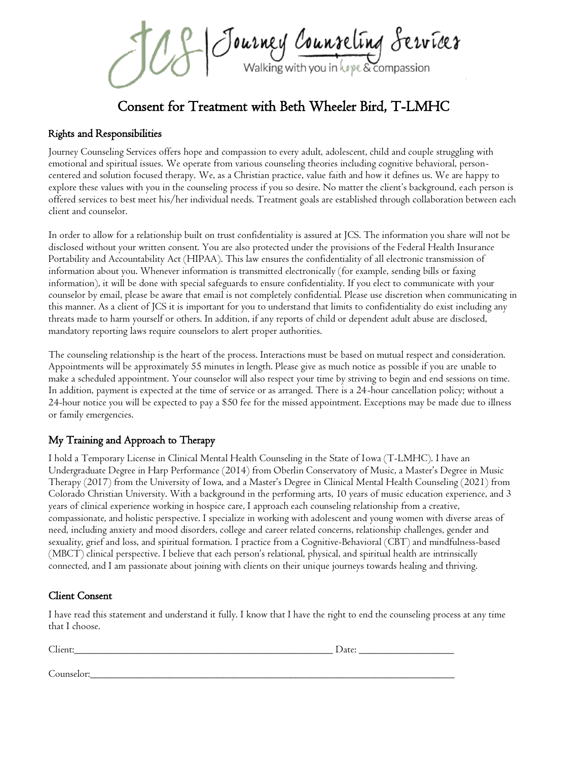JCS | Journey Counseling Services

Walking with you in hope & compassion

# Consent for Treatment with Beth Wheeler Bird, T-LMHC

## Rights and Responsibilities

Journey Counseling Services offers hope and compassion to every adult, adolescent, child and couple struggling with emotional and spiritual issues. We operate from various counseling theories including cognitive behavioral, person-centered and solution focused therapy. We, as a Christian practice, value faith and how it defines us. We are happy to explore these values with you in the counseling process if you so desire. No matter the client's background, each person is offered services to best meet his/her individual needs. Treatment goals are established through collaboration between each client and counselor.

In order to allow for a relationship built on trust confidentiality is assured at JCS. The information you share will not be disclosed without your written consent. You are also protected under the provisions of the Federal Health Insurance Portability and Accountability Act (HIPAA). This law ensures the confidentiality of all electronic transmission of information about you. Whenever information is transmitted electronically (for example, sending bills or faxing information), it will be done with special safeguards to ensure confidentiality. If you elect to communicate with your counselor by email, please be aware that email is not completely confidential. Please use discretion when communicating in this manner. As a client of JCS it is important for you to understand that limits to confidentiality do exist including any threats made to harm yourself or others. In addition, if any reports of child or dependent adult abuse are disclosed, mandatory reporting laws require counselors to alert proper authorities.

The counseling relationship is the heart of the process. Interactions must be based on mutual respect and consideration. Appointments will be approximately 55 minutes in length. Please give as much notice as possible if you are unable to make a scheduled appointment. Your counselor will also respect your time by striving to begin and end sessions on time. In addition, payment is expected at the time of service or as arranged. There is a 24-hour cancellation policy; without a 24-hour notice you will be expected to pay a $50 fee for the missed appointment. Exceptions may be made due to illness or family emergencies.

## My Training and Approach to Therapy

I hold a Temporary License in Clinical Mental Health Counseling in the State of Iowa (T-LMHC). I have an Undergraduate Degree in Harp Performance (2014) from Oberlin Conservatory of Music, a Master's Degree in Music Therapy (2017) from the University of Iowa, and a Master's Degree in Clinical Mental Health Counseling (2021) from Colorado Christian University. With a background in the performing arts, 10 years of music education experience, and 3 years of clinical experience working in hospice care, I approach each counseling relationship from a creative, compassionate, and holistic perspective. I specialize in working with adolescent and young women with diverse areas of need, including anxiety and mood disorders, college and career related concerns, relationship challenges, gender and sexuality, grief and loss, and spiritual formation. I practice from a Cognitive-Behavioral (CBT) and mindfulness-based (MBCT) clinical perspective. I believe that each person's relational, physical, and spiritual health are intrinsically connected, and I am passionate about joining with clients on their unique journeys towards healing and thriving.

## Client Consent

I have read this statement and understand it fully. I know that I have the right to end the counseling process at any time that I choose.

Client:_______________________________________________ Date: ________________

Counselor:_______________________________________________________________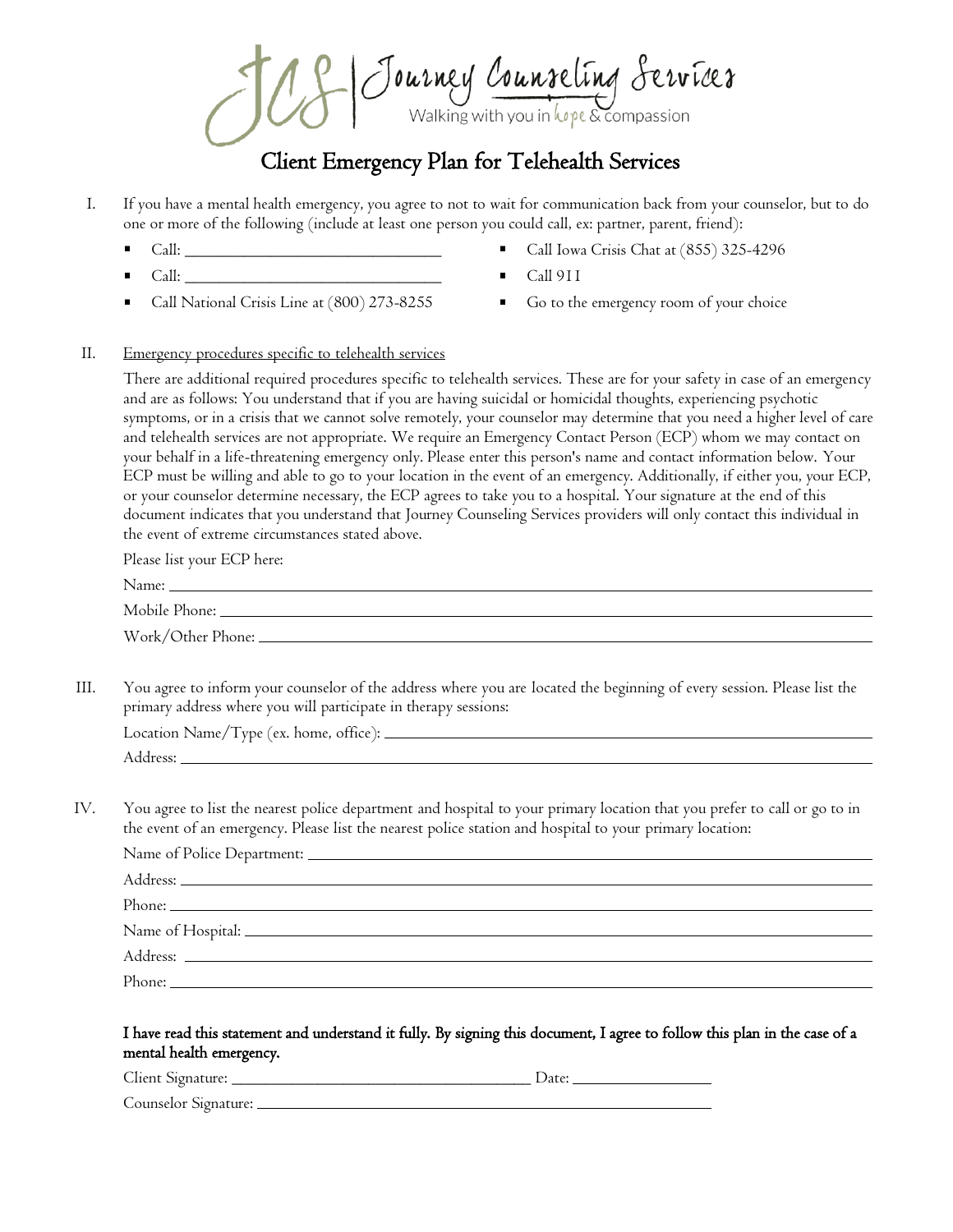JCS | Journey Counseling Services
Walking with you in hope & compassion

# Client Emergency Plan for Telehealth Services

I. If you have a mental health emergency, you agree to not to wait for communication back from your counselor, but to do one or more of the following (include at least one person you could call, ex: partner, parent, friend):

- Call: ______________________________
- Call: ______________________________
- Call National Crisis Line at (800) 273-8255
- Call Iowa Crisis Chat at (855) 325-4296
- Call 911
- Go to the emergency room of your choice

II. Emergency procedures specific to telehealth services

There are additional required procedures specific to telehealth services. These are for your safety in case of an emergency and are as follows: You understand that if you are having suicidal or homicidal thoughts, experiencing psychotic symptoms, or in a crisis that we cannot solve remotely, your counselor may determine that you need a higher level of care and telehealth services are not appropriate. We require an Emergency Contact Person (ECP) whom we may contact on your behalf in a life-threatening emergency only. Please enter this person's name and contact information below. Your ECP must be willing and able to go to your location in the event of an emergency. Additionally, if either you, your ECP, or your counselor determine necessary, the ECP agrees to take you to a hospital. Your signature at the end of this document indicates that you understand that Journey Counseling Services providers will only contact this individual in the event of extreme circumstances stated above.

Please list your ECP here:

Name: ______________________________

Mobile Phone: ______________________________

Work/Other Phone: ______________________________

III. You agree to inform your counselor of the address where you are located the beginning of every session. Please list the primary address where you will participate in therapy sessions:

Location Name/Type (ex. home, office): ______________________________

Address: ______________________________

IV. You agree to list the nearest police department and hospital to your primary location that you prefer to call or go to in the event of an emergency. Please list the nearest police station and hospital to your primary location:

Name of Police Department: ______________________________

Address: ______________________________

Phone: ______________________________

Name of Hospital: ______________________________

Address: ______________________________

Phone: ______________________________

**I have read this statement and understand it fully. By signing this document, I agree to follow this plan in the case of a mental health emergency.**

Client Signature: ______________________________ Date: ______________

Counselor Signature: ______________________________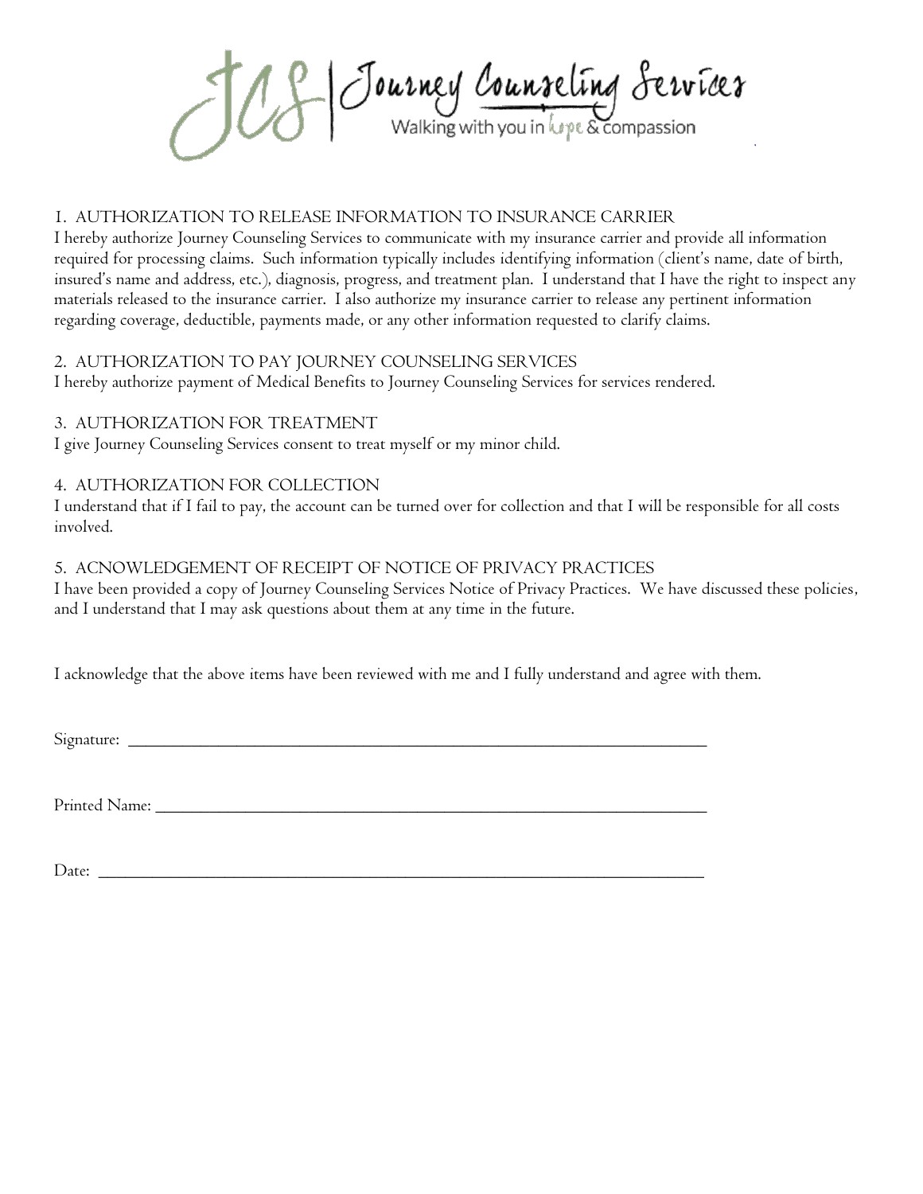JCS | Journey Counseling Services
Walking with you in hope & compassion

## 1. AUTHORIZATION TO RELEASE INFORMATION TO INSURANCE CARRIER

I hereby authorize Journey Counseling Services to communicate with my insurance carrier and provide all information required for processing claims. Such information typically includes identifying information (client's name, date of birth, insured's name and address, etc.), diagnosis, progress, and treatment plan. I understand that I have the right to inspect any materials released to the insurance carrier. I also authorize my insurance carrier to release any pertinent information regarding coverage, deductible, payments made, or any other information requested to clarify claims.

## 2. AUTHORIZATION TO PAY JOURNEY COUNSELING SERVICES

I hereby authorize payment of Medical Benefits to Journey Counseling Services for services rendered.

## 3. AUTHORIZATION FOR TREATMENT

I give Journey Counseling Services consent to treat myself or my minor child.

## 4. AUTHORIZATION FOR COLLECTION

I understand that if I fail to pay, the account can be turned over for collection and that I will be responsible for all costs involved.

## 5. ACNOWLEDGEMENT OF RECEIPT OF NOTICE OF PRIVACY PRACTICES

I have been provided a copy of Journey Counseling Services Notice of Privacy Practices. We have discussed these policies, and I understand that I may ask questions about them at any time in the future.

I acknowledge that the above items have been reviewed with me and I fully understand and agree with them.

Signature: ______________________________________________________________

Printed Name: ___________________________________________________________

Date: __________________________________________________________________